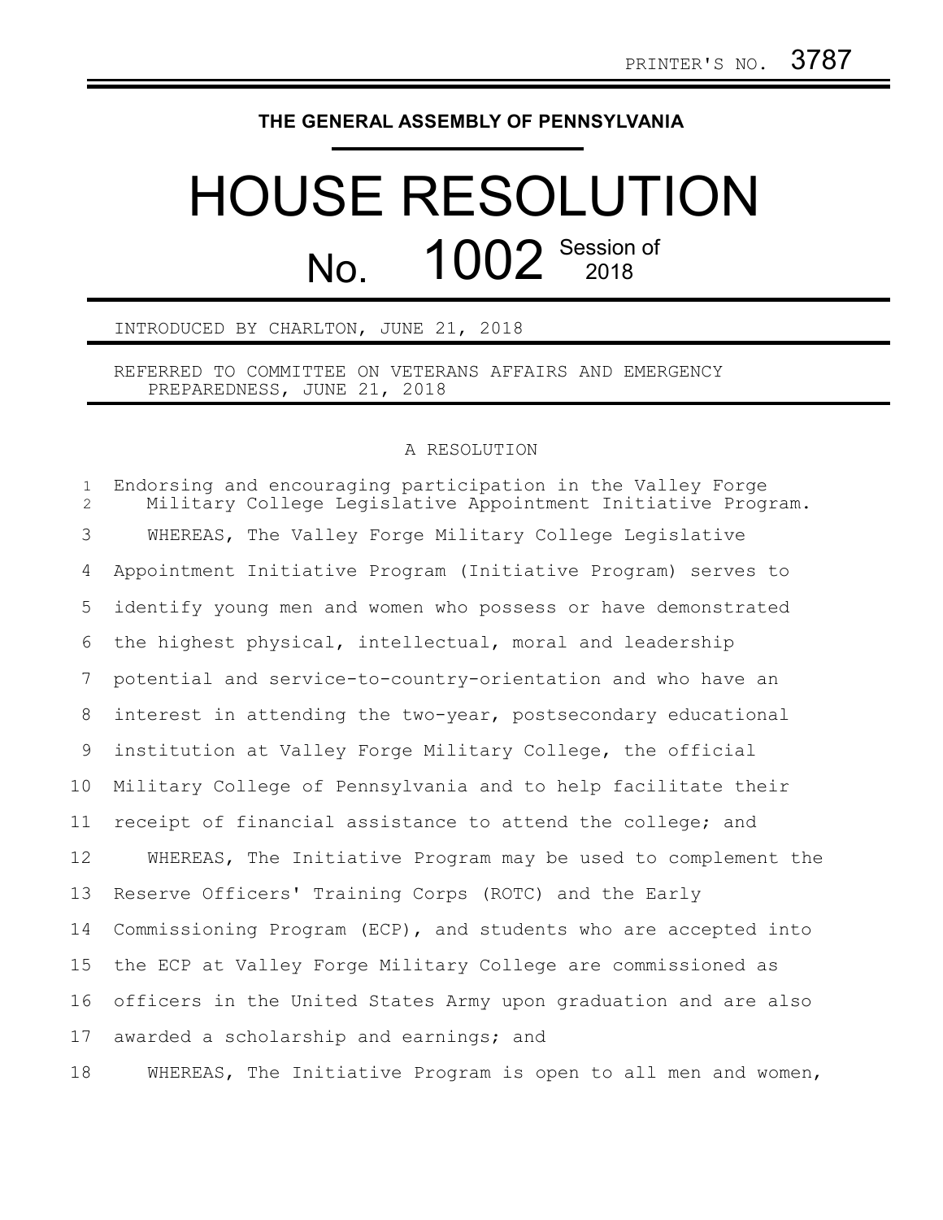PRINTER'S NO. 3787

**THE GENERAL ASSEMBLY OF PENNSYLVANIA**

# HOUSE RESOLUTION

## No. 1002 Session of 2018

INTRODUCED BY CHARLTON, JUNE 21, 2018

REFERRED TO COMMITTEE ON VETERANS AFFAIRS AND EMERGENCY PREPAREDNESS, JUNE 21, 2018

A RESOLUTION

Endorsing and encouraging participation in the Valley Forge Military College Legislative Appointment Initiative Program.

WHEREAS, The Valley Forge Military College Legislative Appointment Initiative Program (Initiative Program) serves to identify young men and women who possess or have demonstrated the highest physical, intellectual, moral and leadership potential and service-to-country-orientation and who have an interest in attending the two-year, postsecondary educational institution at Valley Forge Military College, the official Military College of Pennsylvania and to help facilitate their receipt of financial assistance to attend the college; and

WHEREAS, The Initiative Program may be used to complement the Reserve Officers' Training Corps (ROTC) and the Early Commissioning Program (ECP), and students who are accepted into the ECP at Valley Forge Military College are commissioned as officers in the United States Army upon graduation and are also awarded a scholarship and earnings; and

WHEREAS, The Initiative Program is open to all men and women,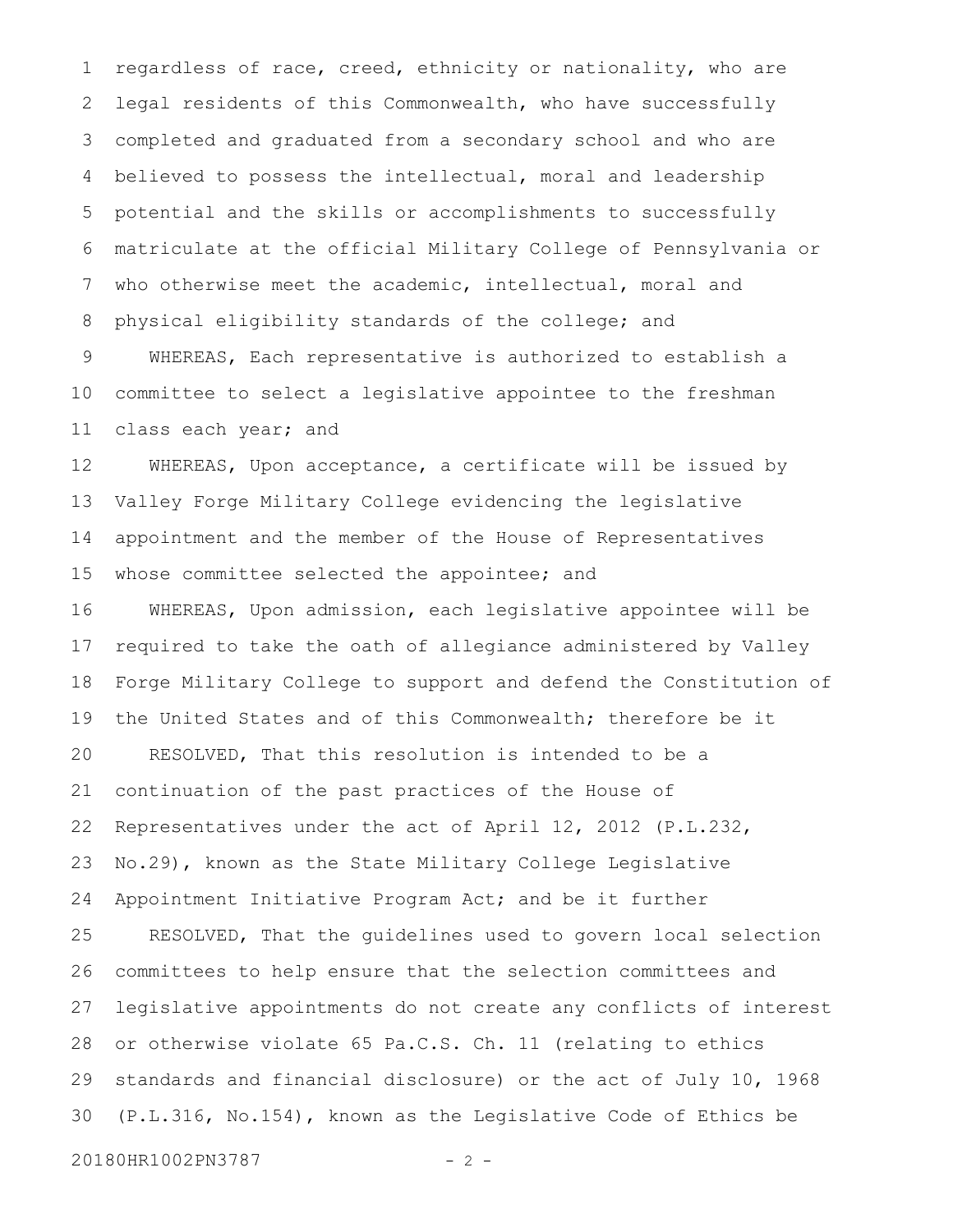regardless of race, creed, ethnicity or nationality, who are legal residents of this Commonwealth, who have successfully completed and graduated from a secondary school and who are believed to possess the intellectual, moral and leadership potential and the skills or accomplishments to successfully matriculate at the official Military College of Pennsylvania or who otherwise meet the academic, intellectual, moral and physical eligibility standards of the college; and

WHEREAS, Each representative is authorized to establish a committee to select a legislative appointee to the freshman class each year; and

WHEREAS, Upon acceptance, a certificate will be issued by Valley Forge Military College evidencing the legislative appointment and the member of the House of Representatives whose committee selected the appointee; and

WHEREAS, Upon admission, each legislative appointee will be required to take the oath of allegiance administered by Valley Forge Military College to support and defend the Constitution of the United States and of this Commonwealth; therefore be it

RESOLVED, That this resolution is intended to be a continuation of the past practices of the House of Representatives under the act of April 12, 2012 (P.L.232, No.29), known as the State Military College Legislative Appointment Initiative Program Act; and be it further

RESOLVED, That the guidelines used to govern local selection committees to help ensure that the selection committees and legislative appointments do not create any conflicts of interest or otherwise violate 65 Pa.C.S. Ch. 11 (relating to ethics standards and financial disclosure) or the act of July 10, 1968 (P.L.316, No.154), known as the Legislative Code of Ethics be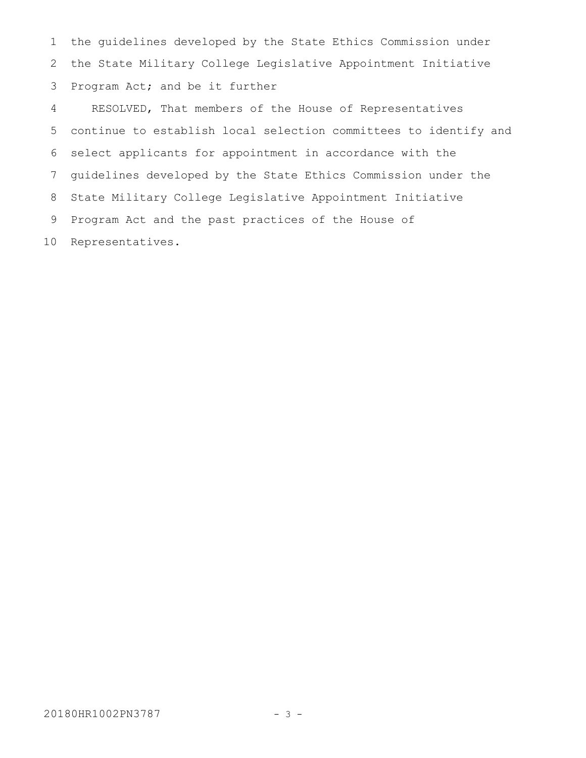the guidelines developed by the State Ethics Commission under the State Military College Legislative Appointment Initiative Program Act; and be it further

RESOLVED, That members of the House of Representatives continue to establish local selection committees to identify and select applicants for appointment in accordance with the guidelines developed by the State Ethics Commission under the State Military College Legislative Appointment Initiative Program Act and the past practices of the House of Representatives.